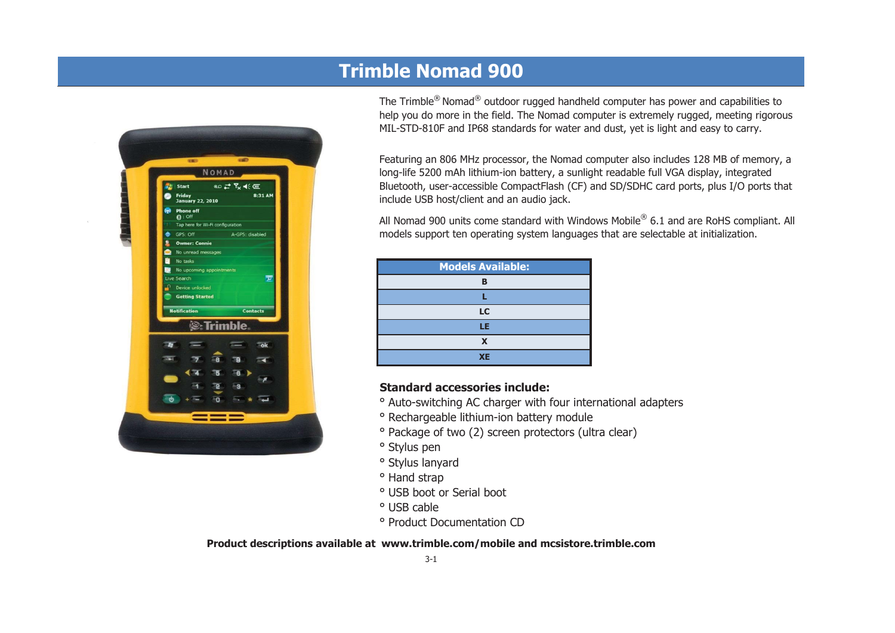# Trimble Nomad 900

The Trimble® Nomad® outdoor rugged handheld computer has power and capabilities to help you do more in the field. The Nomad computer is extremely rugged, meeting rigorous MIL-STD-810F and IP68 standards for water and dust, yet is light and easy to carry.

Featuring an 806 MHz processor, the Nomad computer also includes 128 MB of memory, a long-life 5200 mAh lithium-ion battery, a sunlight readable full VGA display, integrated Bluetooth, user-accessible CompactFlash (CF) and SD/SDHC card ports, plus I/O ports that include USB host/client and an audio jack.

All Nomad 900 units come standard with Windows Mobile® 6.1 and are RoHS compliant. All models support ten operating system languages that are selectable at initialization.

| Models Available: |
|---|
| B |
| L |
| LC |
| LE |
| X |
| XE |

**Standard accessories include:**

- Auto-switching AC charger with four international adapters
- Rechargeable lithium-ion battery module
- Package of two (2) screen protectors (ultra clear)
- Stylus pen
- Stylus lanyard
- Hand strap
- USB boot or Serial boot
- USB cable
- Product Documentation CD

**Product descriptions available at www.trimble.com/mobile and mcsistore.trimble.com**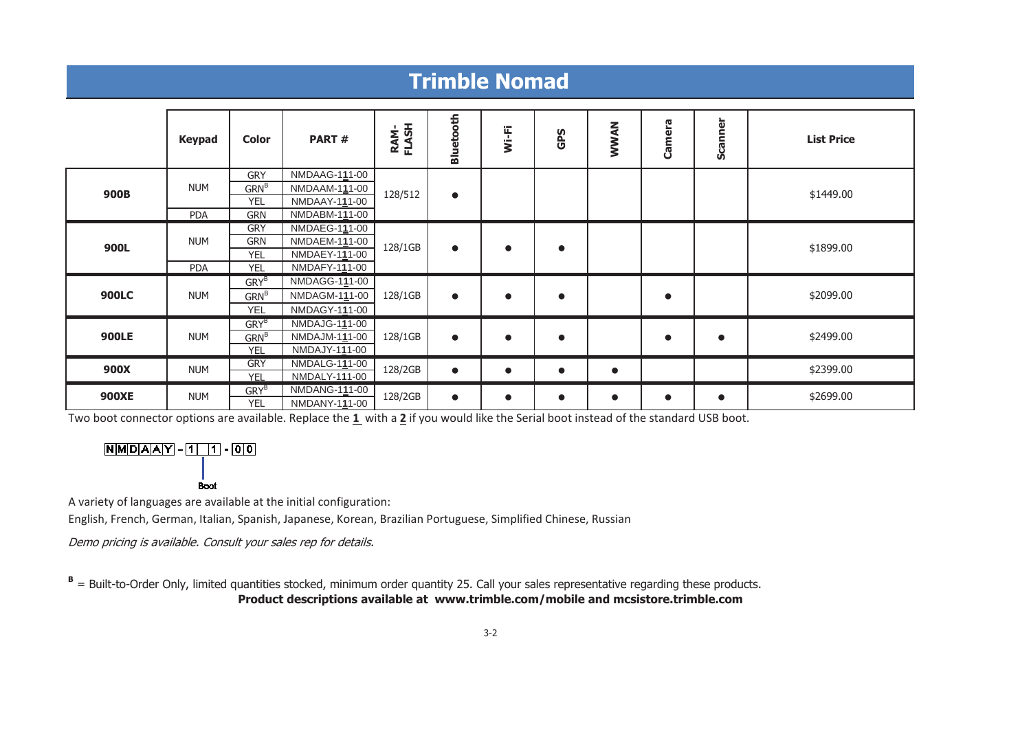# Trimble Nomad

| | Keypad | Color | PART # | RAM-FLASH | Bluetooth | Wi-Fi | GPS | WWAN | Camera | Scanner | List Price |
|---|---|---|---|---|---|---|---|---|---|---|---|
| 900B | NUM | GRY | NMDAAG-111-00 | 128/512 | ● | | | | | | $1449.00 |
| | | GRN[B] | NMDAAM-111-00 | | | | | | | | |
| | | YEL | NMDAAY-111-00 | | | | | | | | |
| | PDA | GRN | NMDABM-111-00 | | | | | | | | |
| 900L | NUM | GRY | NMDAEG-111-00 | 128/1GB | ● | ● | ● | | | | $1899.00 |
| | | GRN | NMDAEM-111-00 | | | | | | | | |
| | | YEL | NMDAEY-111-00 | | | | | | | | |
| | PDA | YEL | NMDAFY-111-00 | | | | | | | | |
| 900LC | NUM | GRY[B] | NMDAGG-111-00 | 128/1GB | ● | ● | ● | | ● | | $2099.00 |
| | | GRN[B] | NMDAGM-111-00 | | | | | | | | |
| | | YEL | NMDAGY-111-00 | | | | | | | | |
| 900LE | NUM | GRY[B] | NMDAJG-111-00 | 128/1GB | ● | ● | ● | | ● | ● | $2499.00 |
| | | GRN[B] | NMDAJM-111-00 | | | | | | | | |
| | | YEL | NMDAJY-111-00 | | | | | | | | |
| 900X | NUM | GRY | NMDALG-111-00 | 128/2GB | ● | ● | ● | ● | | | $2399.00 |
| | | YEL | NMDALY-111-00 | | | | | | | | |
| 900XE | NUM | GRY[B] | NMDANG-111-00 | 128/2GB | ● | ● | ● | ● | ● | ● | $2699.00 |
| | | YEL | NMDANY-111-00 | | | | | | | | |

Two boot connector options are available. Replace the **1** with a **2** if you would like the Serial boot instead of the standard USB boot.

NMDAAY - 1 1 - 00
Boot

A variety of languages are available at the initial configuration:

English, French, German, Italian, Spanish, Japanese, Korean, Brazilian Portuguese, Simplified Chinese, Russian

*Demo pricing is available. Consult your sales rep for details.*

**B** = Built-to-Order Only, limited quantities stocked, minimum order quantity 25. Call your sales representative regarding these products.

**Product descriptions available at www.trimble.com/mobile and mcsistore.trimble.com**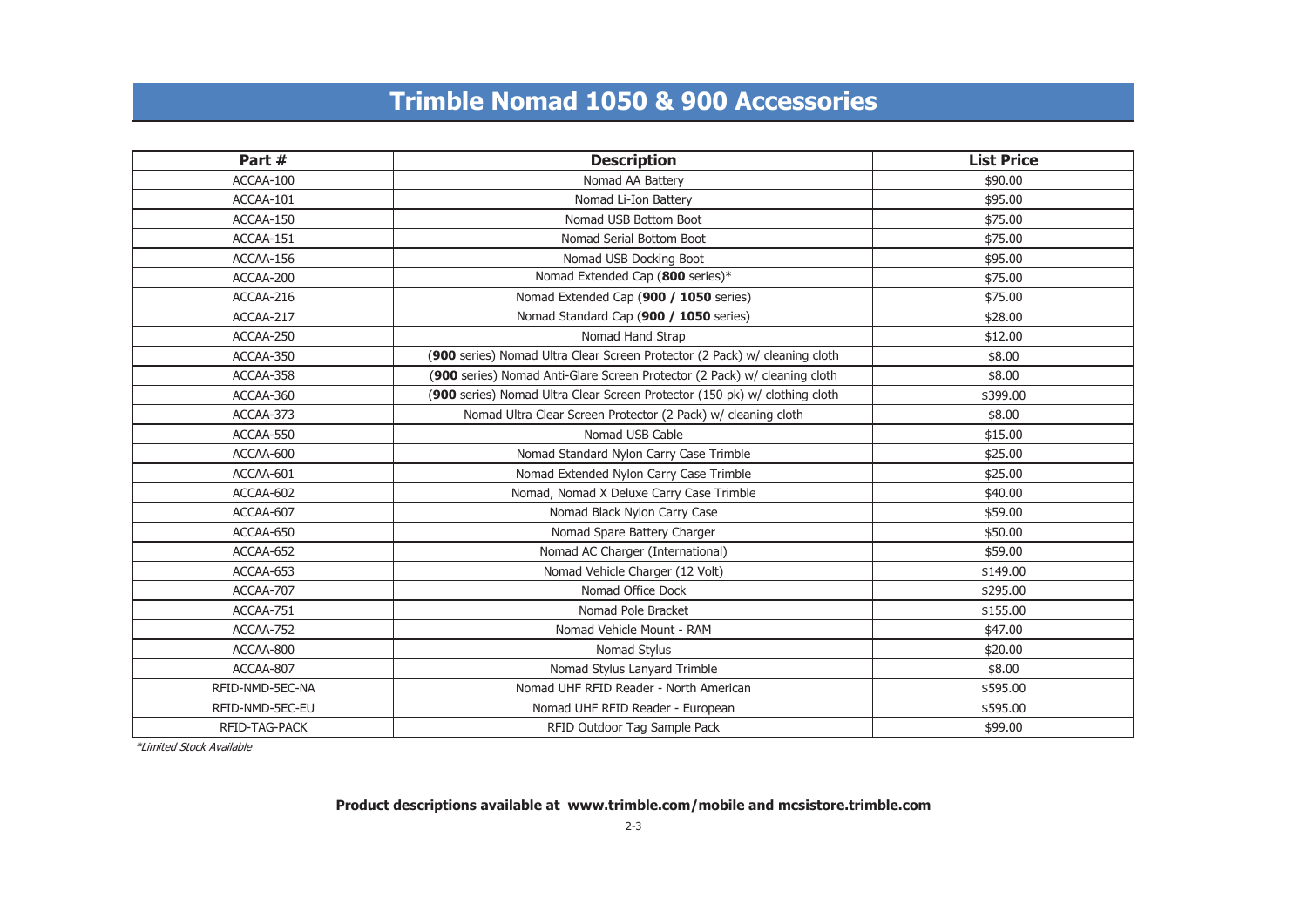# Trimble Nomad 1050 & 900 Accessories

| Part # | Description | List Price |
|---|---|---|
| ACCAA-100 | Nomad AA Battery | $90.00 |
| ACCAA-101 | Nomad Li-Ion Battery | $95.00 |
| ACCAA-150 | Nomad USB Bottom Boot | $75.00 |
| ACCAA-151 | Nomad Serial Bottom Boot | $75.00 |
| ACCAA-156 | Nomad USB Docking Boot | $95.00 |
| ACCAA-200 | Nomad Extended Cap (**800** series)* | $75.00 |
| ACCAA-216 | Nomad Extended Cap (**900 / 1050** series) | $75.00 |
| ACCAA-217 | Nomad Standard Cap (**900 / 1050** series) | $28.00 |
| ACCAA-250 | Nomad Hand Strap | $12.00 |
| ACCAA-350 | (**900** series) Nomad Ultra Clear Screen Protector (2 Pack) w/ cleaning cloth | $8.00 |
| ACCAA-358 | (**900** series) Nomad Anti-Glare Screen Protector (2 Pack) w/ cleaning cloth | $8.00 |
| ACCAA-360 | (**900** series) Nomad Ultra Clear Screen Protector (150 pk) w/ clothing cloth | $399.00 |
| ACCAA-373 | Nomad Ultra Clear Screen Protector (2 Pack) w/ cleaning cloth | $8.00 |
| ACCAA-550 | Nomad USB Cable | $15.00 |
| ACCAA-600 | Nomad Standard Nylon Carry Case Trimble | $25.00 |
| ACCAA-601 | Nomad Extended Nylon Carry Case Trimble | $25.00 |
| ACCAA-602 | Nomad, Nomad X Deluxe Carry Case Trimble | $40.00 |
| ACCAA-607 | Nomad Black Nylon Carry Case | $59.00 |
| ACCAA-650 | Nomad Spare Battery Charger | $50.00 |
| ACCAA-652 | Nomad AC Charger (International) | $59.00 |
| ACCAA-653 | Nomad Vehicle Charger (12 Volt) | $149.00 |
| ACCAA-707 | Nomad Office Dock | $295.00 |
| ACCAA-751 | Nomad Pole Bracket | $155.00 |
| ACCAA-752 | Nomad Vehicle Mount - RAM | $47.00 |
| ACCAA-800 | Nomad Stylus | $20.00 |
| ACCAA-807 | Nomad Stylus Lanyard Trimble | $8.00 |
| RFID-NMD-5EC-NA | Nomad UHF RFID Reader - North American | $595.00 |
| RFID-NMD-5EC-EU | Nomad UHF RFID Reader - European | $595.00 |
| RFID-TAG-PACK | RFID Outdoor Tag Sample Pack | $99.00 |

*\*Limited Stock Available*

**Product descriptions available at www.trimble.com/mobile and mcsistore.trimble.com**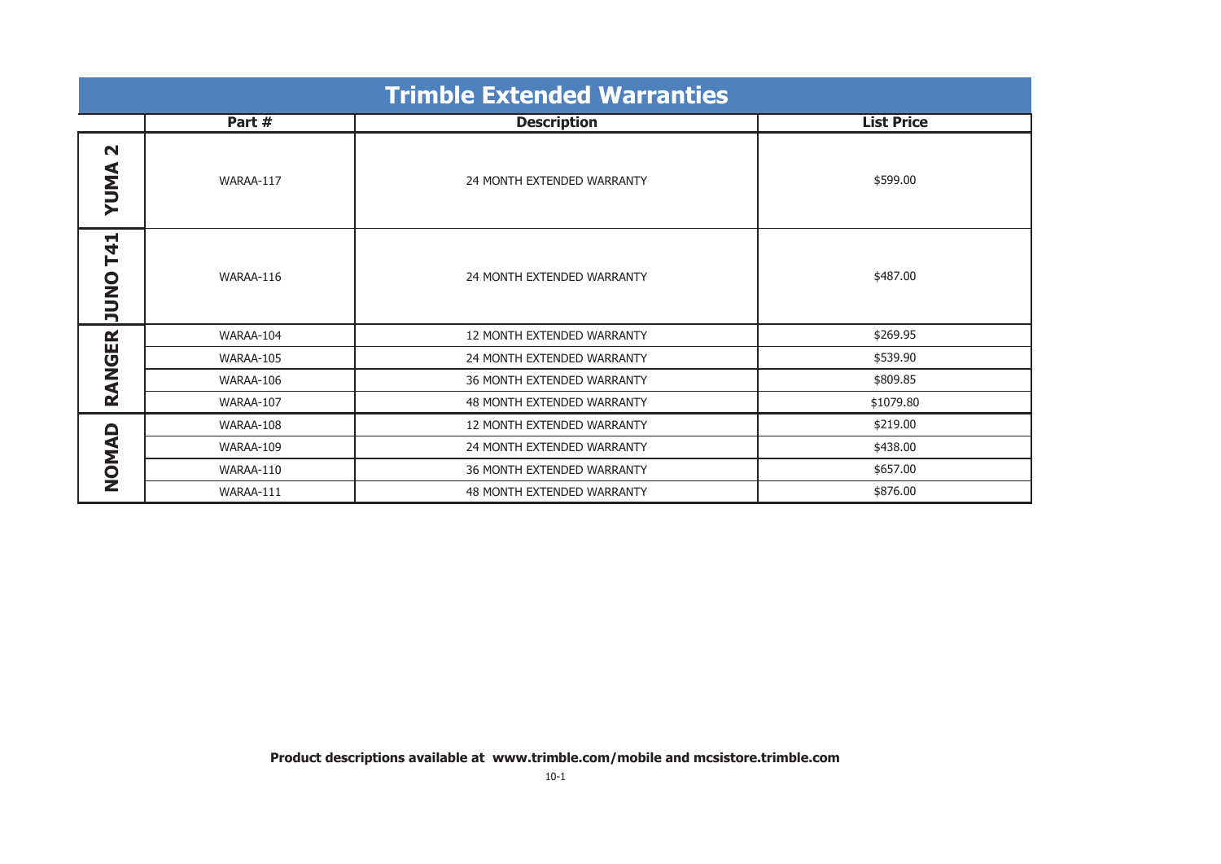# Trimble Extended Warranties

| | Part # | Description | List Price |
|---|---|---|---|
| YUMA 2 | WARAA-117 | 24 MONTH EXTENDED WARRANTY | $599.00 |
| JUNO T41 | WARAA-116 | 24 MONTH EXTENDED WARRANTY | $487.00 |
| RANGER | WARAA-104 | 12 MONTH EXTENDED WARRANTY | $269.95 |
| | WARAA-105 | 24 MONTH EXTENDED WARRANTY | $539.90 |
| | WARAA-106 | 36 MONTH EXTENDED WARRANTY | $809.85 |
| | WARAA-107 | 48 MONTH EXTENDED WARRANTY | $1079.80 |
| NOMAD | WARAA-108 | 12 MONTH EXTENDED WARRANTY | $219.00 |
| | WARAA-109 | 24 MONTH EXTENDED WARRANTY | $438.00 |
| | WARAA-110 | 36 MONTH EXTENDED WARRANTY | $657.00 |
| | WARAA-111 | 48 MONTH EXTENDED WARRANTY | $876.00 |

**Product descriptions available at www.trimble.com/mobile and mcsistore.trimble.com**